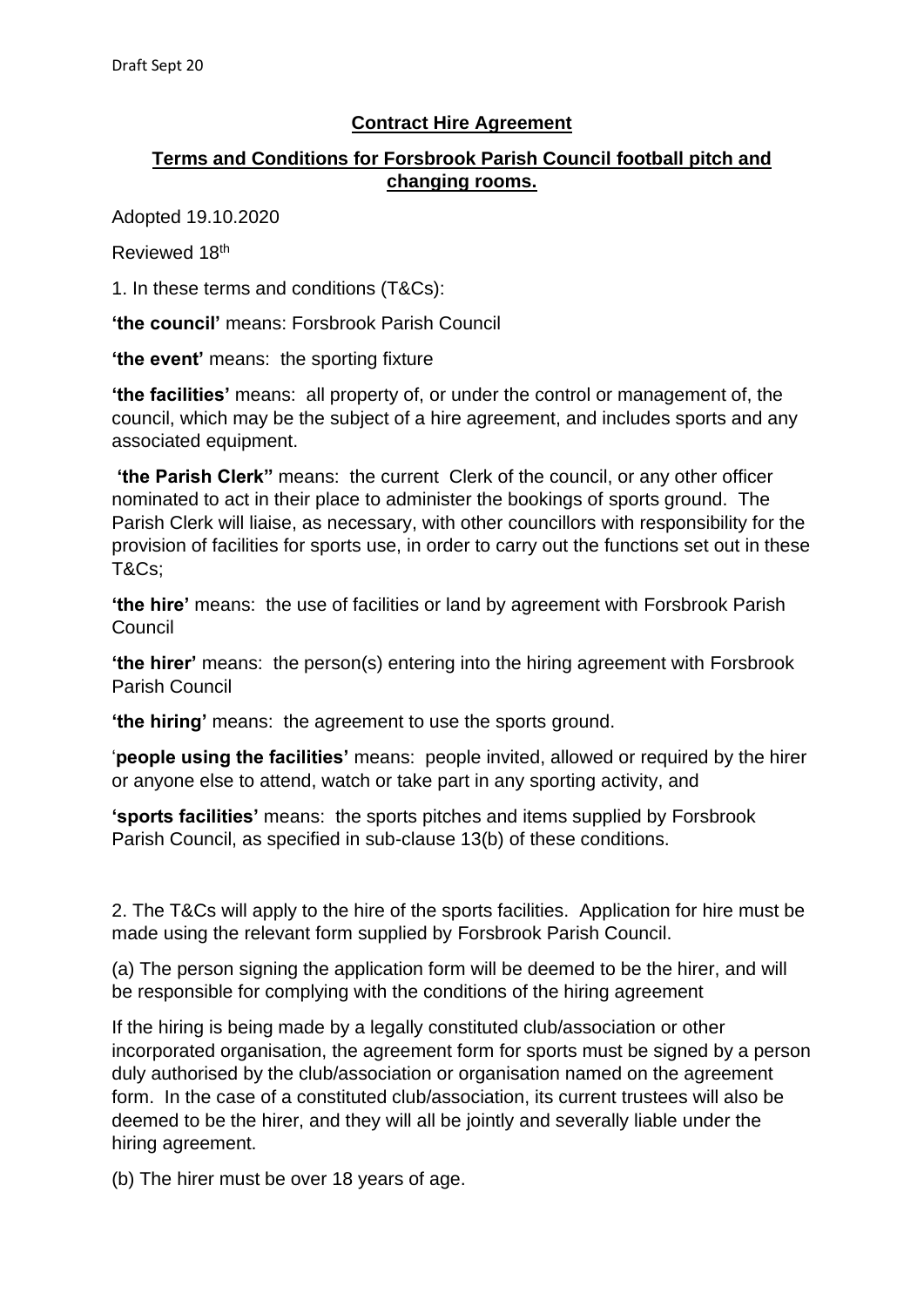Draft Sept 20

**Contract Hire Agreement**

**Terms and Conditions for Forsbrook Parish Council football pitch and changing rooms.**

Adopted 19.10.2020

Reviewed 18th

1. In these terms and conditions (T&Cs):

**'the council'** means: Forsbrook Parish Council

**'the event'** means: the sporting fixture

**'the facilities'** means: all property of, or under the control or management of, the council, which may be the subject of a hire agreement, and includes sports and any associated equipment.

**'the Parish Clerk"** means: the current Clerk of the council, or any other officer nominated to act in their place to administer the bookings of sports ground. The Parish Clerk will liaise, as necessary, with other councillors with responsibility for the provision of facilities for sports use, in order to carry out the functions set out in these T&Cs;

**'the hire'** means: the use of facilities or land by agreement with Forsbrook Parish Council

**'the hirer'** means: the person(s) entering into the hiring agreement with Forsbrook Parish Council

**'the hiring'** means: the agreement to use the sports ground.

'**people using the facilities'** means: people invited, allowed or required by the hirer or anyone else to attend, watch or take part in any sporting activity, and

**'sports facilities'** means: the sports pitches and items supplied by Forsbrook Parish Council, as specified in sub-clause 13(b) of these conditions.

2. The T&Cs will apply to the hire of the sports facilities. Application for hire must be made using the relevant form supplied by Forsbrook Parish Council.

(a) The person signing the application form will be deemed to be the hirer, and will be responsible for complying with the conditions of the hiring agreement

If the hiring is being made by a legally constituted club/association or other incorporated organisation, the agreement form for sports must be signed by a person duly authorised by the club/association or organisation named on the agreement form. In the case of a constituted club/association, its current trustees will also be deemed to be the hirer, and they will all be jointly and severally liable under the hiring agreement.

(b) The hirer must be over 18 years of age.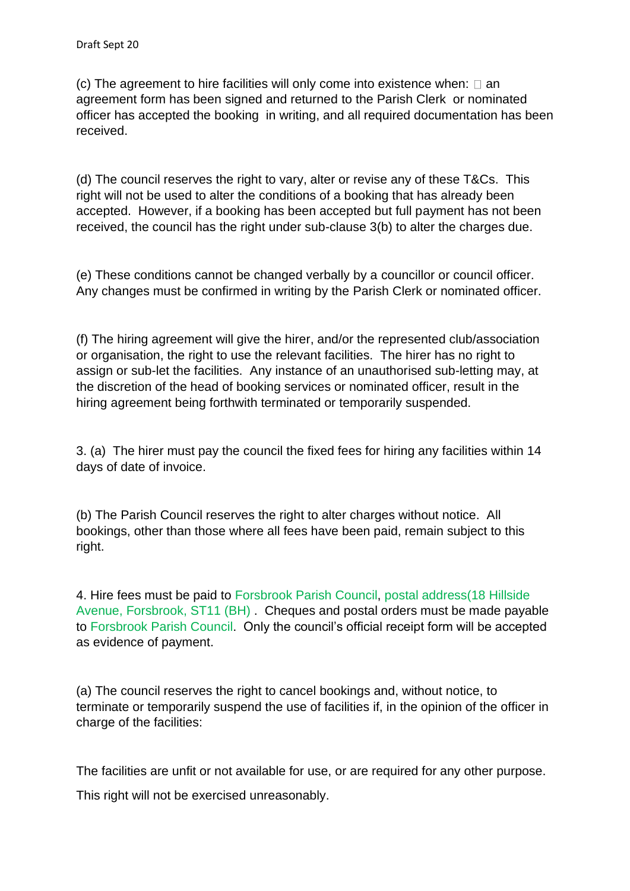(c) The agreement to hire facilities will only come into existence when:  an agreement form has been signed and returned to the Parish Clerk or nominated officer has accepted the booking in writing, and all required documentation has been received.

(d) The council reserves the right to vary, alter or revise any of these T&Cs. This right will not be used to alter the conditions of a booking that has already been accepted. However, if a booking has been accepted but full payment has not been received, the council has the right under sub-clause 3(b) to alter the charges due.

(e) These conditions cannot be changed verbally by a councillor or council officer. Any changes must be confirmed in writing by the Parish Clerk or nominated officer.

(f) The hiring agreement will give the hirer, and/or the represented club/association or organisation, the right to use the relevant facilities. The hirer has no right to assign or sub-let the facilities. Any instance of an unauthorised sub-letting may, at the discretion of the head of booking services or nominated officer, result in the hiring agreement being forthwith terminated or temporarily suspended.

3. (a) The hirer must pay the council the fixed fees for hiring any facilities within 14 days of date of invoice.

(b) The Parish Council reserves the right to alter charges without notice. All bookings, other than those where all fees have been paid, remain subject to this right.

4. Hire fees must be paid to Forsbrook Parish Council, postal address(18 Hillside Avenue, Forsbrook, ST11 (BH) . Cheques and postal orders must be made payable to Forsbrook Parish Council. Only the council's official receipt form will be accepted as evidence of payment.

(a) The council reserves the right to cancel bookings and, without notice, to terminate or temporarily suspend the use of facilities if, in the opinion of the officer in charge of the facilities:

The facilities are unfit or not available for use, or are required for any other purpose.

This right will not be exercised unreasonably.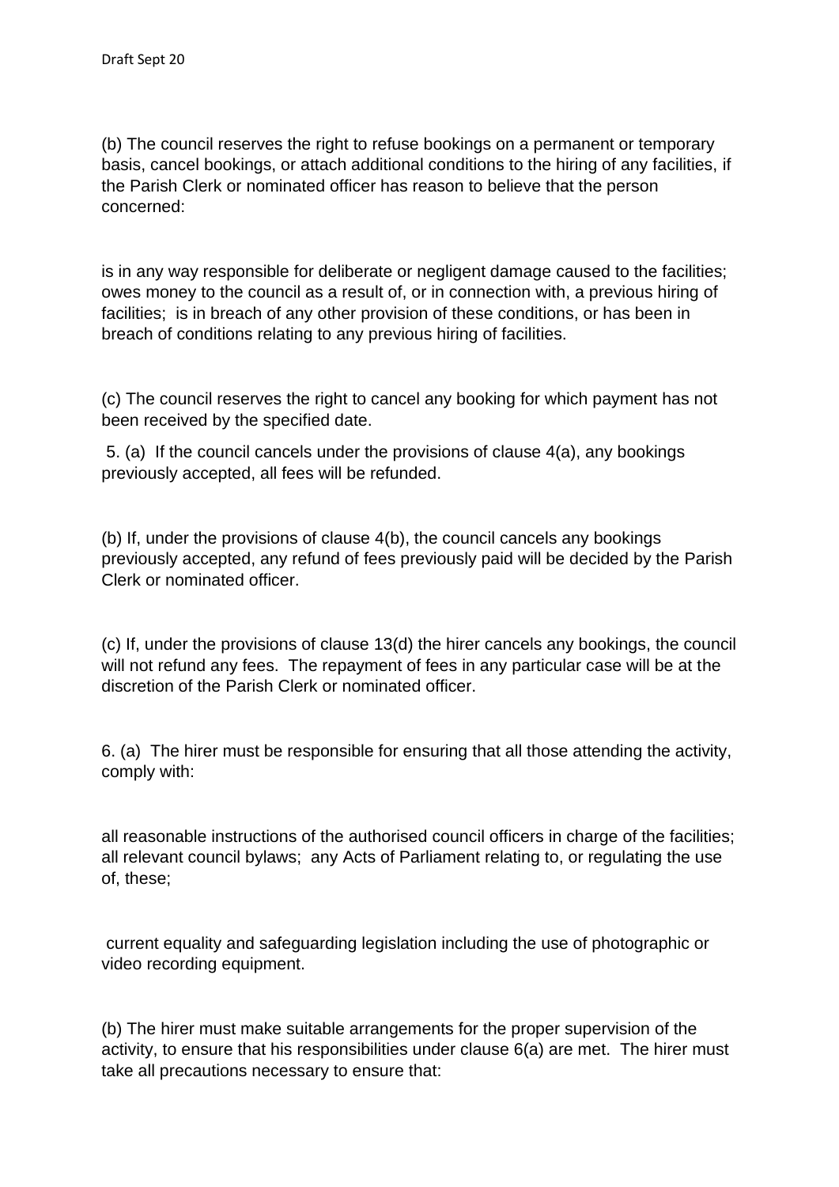(b) The council reserves the right to refuse bookings on a permanent or temporary basis, cancel bookings, or attach additional conditions to the hiring of any facilities, if the Parish Clerk or nominated officer has reason to believe that the person concerned:

is in any way responsible for deliberate or negligent damage caused to the facilities; owes money to the council as a result of, or in connection with, a previous hiring of facilities; is in breach of any other provision of these conditions, or has been in breach of conditions relating to any previous hiring of facilities.

(c) The council reserves the right to cancel any booking for which payment has not been received by the specified date.

5. (a) If the council cancels under the provisions of clause 4(a), any bookings previously accepted, all fees will be refunded.

(b) If, under the provisions of clause 4(b), the council cancels any bookings previously accepted, any refund of fees previously paid will be decided by the Parish Clerk or nominated officer.

(c) If, under the provisions of clause 13(d) the hirer cancels any bookings, the council will not refund any fees. The repayment of fees in any particular case will be at the discretion of the Parish Clerk or nominated officer.

6. (a) The hirer must be responsible for ensuring that all those attending the activity, comply with:

all reasonable instructions of the authorised council officers in charge of the facilities; all relevant council bylaws; any Acts of Parliament relating to, or regulating the use of, these;

current equality and safeguarding legislation including the use of photographic or video recording equipment.

(b) The hirer must make suitable arrangements for the proper supervision of the activity, to ensure that his responsibilities under clause 6(a) are met. The hirer must take all precautions necessary to ensure that: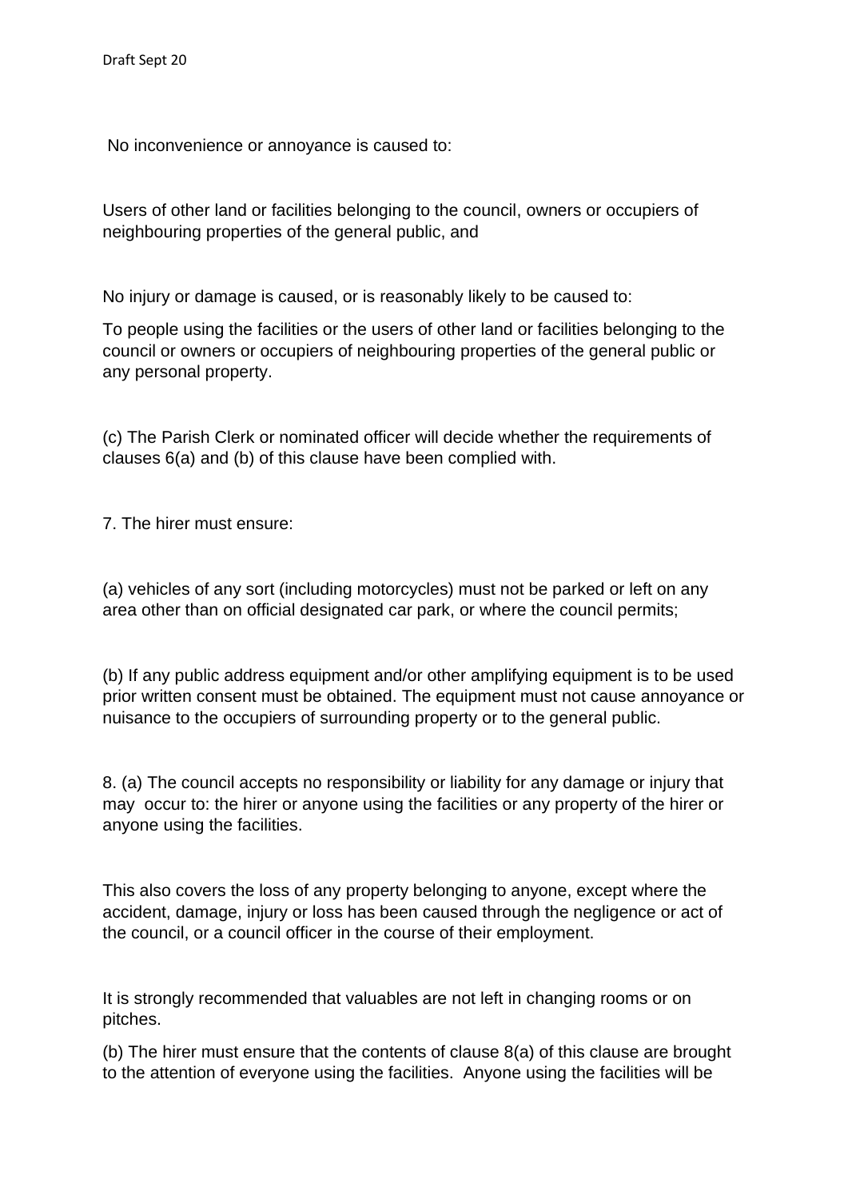No inconvenience or annoyance is caused to:

Users of other land or facilities belonging to the council, owners or occupiers of neighbouring properties of the general public, and

No injury or damage is caused, or is reasonably likely to be caused to:

To people using the facilities or the users of other land or facilities belonging to the council or owners or occupiers of neighbouring properties of the general public or any personal property.

(c) The Parish Clerk or nominated officer will decide whether the requirements of clauses 6(a) and (b) of this clause have been complied with.

7. The hirer must ensure:

(a) vehicles of any sort (including motorcycles) must not be parked or left on any area other than on official designated car park, or where the council permits;

(b) If any public address equipment and/or other amplifying equipment is to be used prior written consent must be obtained. The equipment must not cause annoyance or nuisance to the occupiers of surrounding property or to the general public.

8. (a) The council accepts no responsibility or liability for any damage or injury that may occur to: the hirer or anyone using the facilities or any property of the hirer or anyone using the facilities.

This also covers the loss of any property belonging to anyone, except where the accident, damage, injury or loss has been caused through the negligence or act of the council, or a council officer in the course of their employment.

It is strongly recommended that valuables are not left in changing rooms or on pitches.

(b) The hirer must ensure that the contents of clause 8(a) of this clause are brought to the attention of everyone using the facilities. Anyone using the facilities will be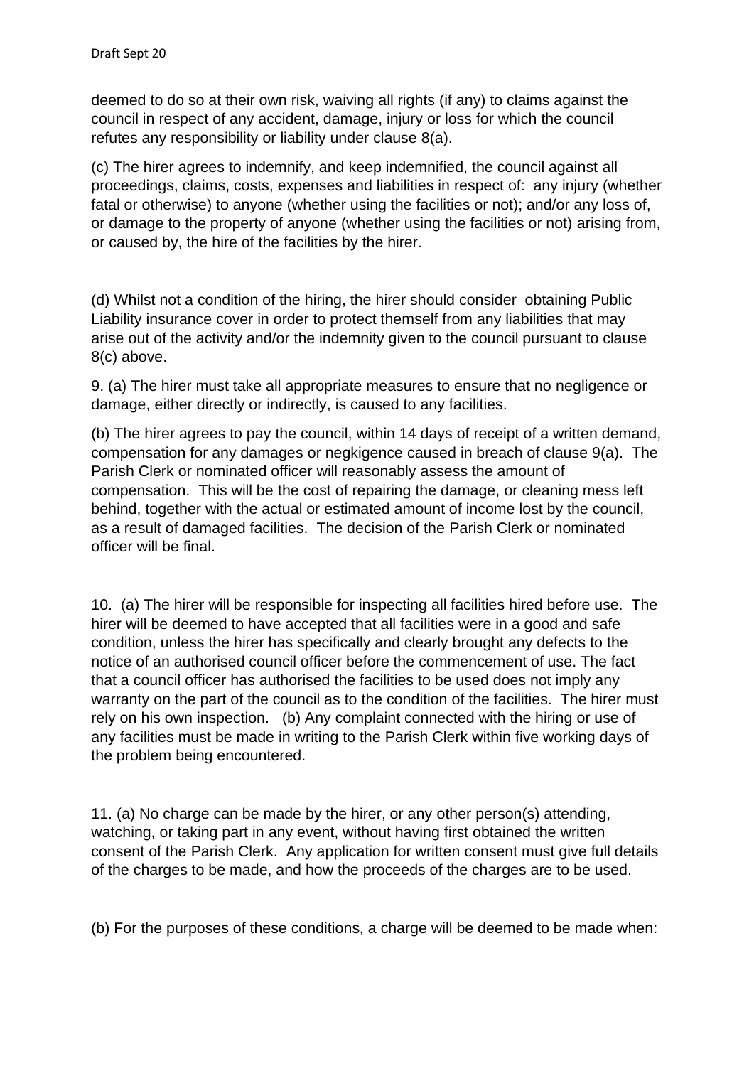deemed to do so at their own risk, waiving all rights (if any) to claims against the council in respect of any accident, damage, injury or loss for which the council refutes any responsibility or liability under clause 8(a).

(c) The hirer agrees to indemnify, and keep indemnified, the council against all proceedings, claims, costs, expenses and liabilities in respect of: any injury (whether fatal or otherwise) to anyone (whether using the facilities or not); and/or any loss of, or damage to the property of anyone (whether using the facilities or not) arising from, or caused by, the hire of the facilities by the hirer.

(d) Whilst not a condition of the hiring, the hirer should consider obtaining Public Liability insurance cover in order to protect themself from any liabilities that may arise out of the activity and/or the indemnity given to the council pursuant to clause 8(c) above.

9. (a) The hirer must take all appropriate measures to ensure that no negligence or damage, either directly or indirectly, is caused to any facilities.

(b) The hirer agrees to pay the council, within 14 days of receipt of a written demand, compensation for any damages or negkigence caused in breach of clause 9(a). The Parish Clerk or nominated officer will reasonably assess the amount of compensation. This will be the cost of repairing the damage, or cleaning mess left behind, together with the actual or estimated amount of income lost by the council, as a result of damaged facilities. The decision of the Parish Clerk or nominated officer will be final.

10. (a) The hirer will be responsible for inspecting all facilities hired before use. The hirer will be deemed to have accepted that all facilities were in a good and safe condition, unless the hirer has specifically and clearly brought any defects to the notice of an authorised council officer before the commencement of use. The fact that a council officer has authorised the facilities to be used does not imply any warranty on the part of the council as to the condition of the facilities. The hirer must rely on his own inspection. (b) Any complaint connected with the hiring or use of any facilities must be made in writing to the Parish Clerk within five working days of the problem being encountered.

11. (a) No charge can be made by the hirer, or any other person(s) attending, watching, or taking part in any event, without having first obtained the written consent of the Parish Clerk. Any application for written consent must give full details of the charges to be made, and how the proceeds of the charges are to be used.

(b) For the purposes of these conditions, a charge will be deemed to be made when: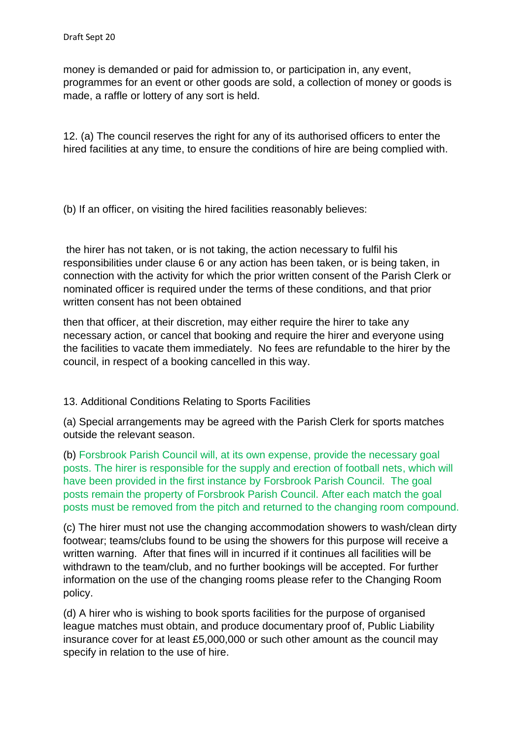money is demanded or paid for admission to, or participation in, any event, programmes for an event or other goods are sold, a collection of money or goods is made, a raffle or lottery of any sort is held.

12. (a) The council reserves the right for any of its authorised officers to enter the hired facilities at any time, to ensure the conditions of hire are being complied with.

(b) If an officer, on visiting the hired facilities reasonably believes:

the hirer has not taken, or is not taking, the action necessary to fulfil his responsibilities under clause 6 or any action has been taken, or is being taken, in connection with the activity for which the prior written consent of the Parish Clerk or nominated officer is required under the terms of these conditions, and that prior written consent has not been obtained

then that officer, at their discretion, may either require the hirer to take any necessary action, or cancel that booking and require the hirer and everyone using the facilities to vacate them immediately. No fees are refundable to the hirer by the council, in respect of a booking cancelled in this way.

13. Additional Conditions Relating to Sports Facilities

(a) Special arrangements may be agreed with the Parish Clerk for sports matches outside the relevant season.

(b) Forsbrook Parish Council will, at its own expense, provide the necessary goal posts. The hirer is responsible for the supply and erection of football nets, which will have been provided in the first instance by Forsbrook Parish Council. The goal posts remain the property of Forsbrook Parish Council. After each match the goal posts must be removed from the pitch and returned to the changing room compound.

(c) The hirer must not use the changing accommodation showers to wash/clean dirty footwear; teams/clubs found to be using the showers for this purpose will receive a written warning. After that fines will in incurred if it continues all facilities will be withdrawn to the team/club, and no further bookings will be accepted. For further information on the use of the changing rooms please refer to the Changing Room policy.

(d) A hirer who is wishing to book sports facilities for the purpose of organised league matches must obtain, and produce documentary proof of, Public Liability insurance cover for at least £5,000,000 or such other amount as the council may specify in relation to the use of hire.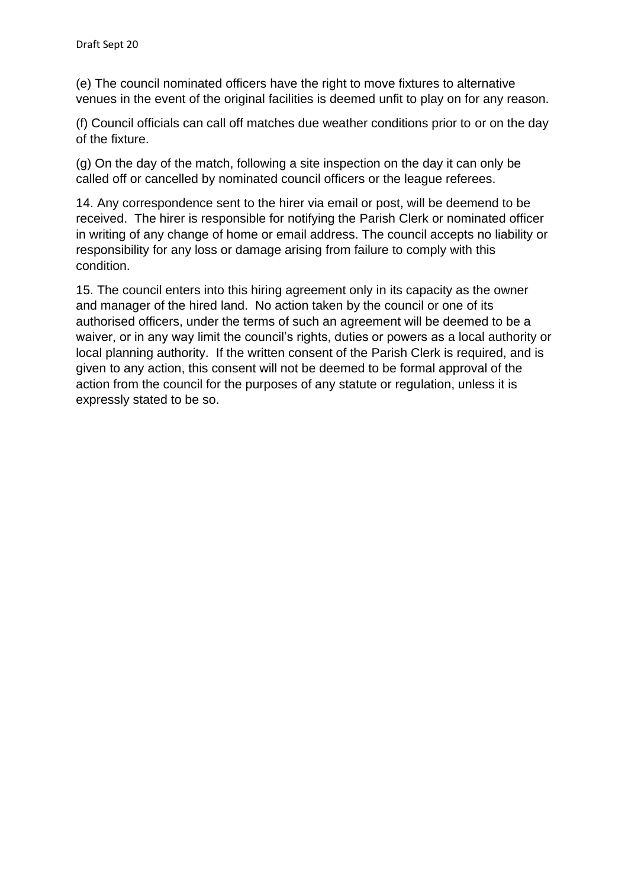(e) The council nominated officers have the right to move fixtures to alternative venues in the event of the original facilities is deemed unfit to play on for any reason.

(f) Council officials can call off matches due weather conditions prior to or on the day of the fixture.

(g) On the day of the match, following a site inspection on the day it can only be called off or cancelled by nominated council officers or the league referees.

14. Any correspondence sent to the hirer via email or post, will be deemend to be received. The hirer is responsible for notifying the Parish Clerk or nominated officer in writing of any change of home or email address. The council accepts no liability or responsibility for any loss or damage arising from failure to comply with this condition.

15. The council enters into this hiring agreement only in its capacity as the owner and manager of the hired land. No action taken by the council or one of its authorised officers, under the terms of such an agreement will be deemed to be a waiver, or in any way limit the council's rights, duties or powers as a local authority or local planning authority. If the written consent of the Parish Clerk is required, and is given to any action, this consent will not be deemed to be formal approval of the action from the council for the purposes of any statute or regulation, unless it is expressly stated to be so.